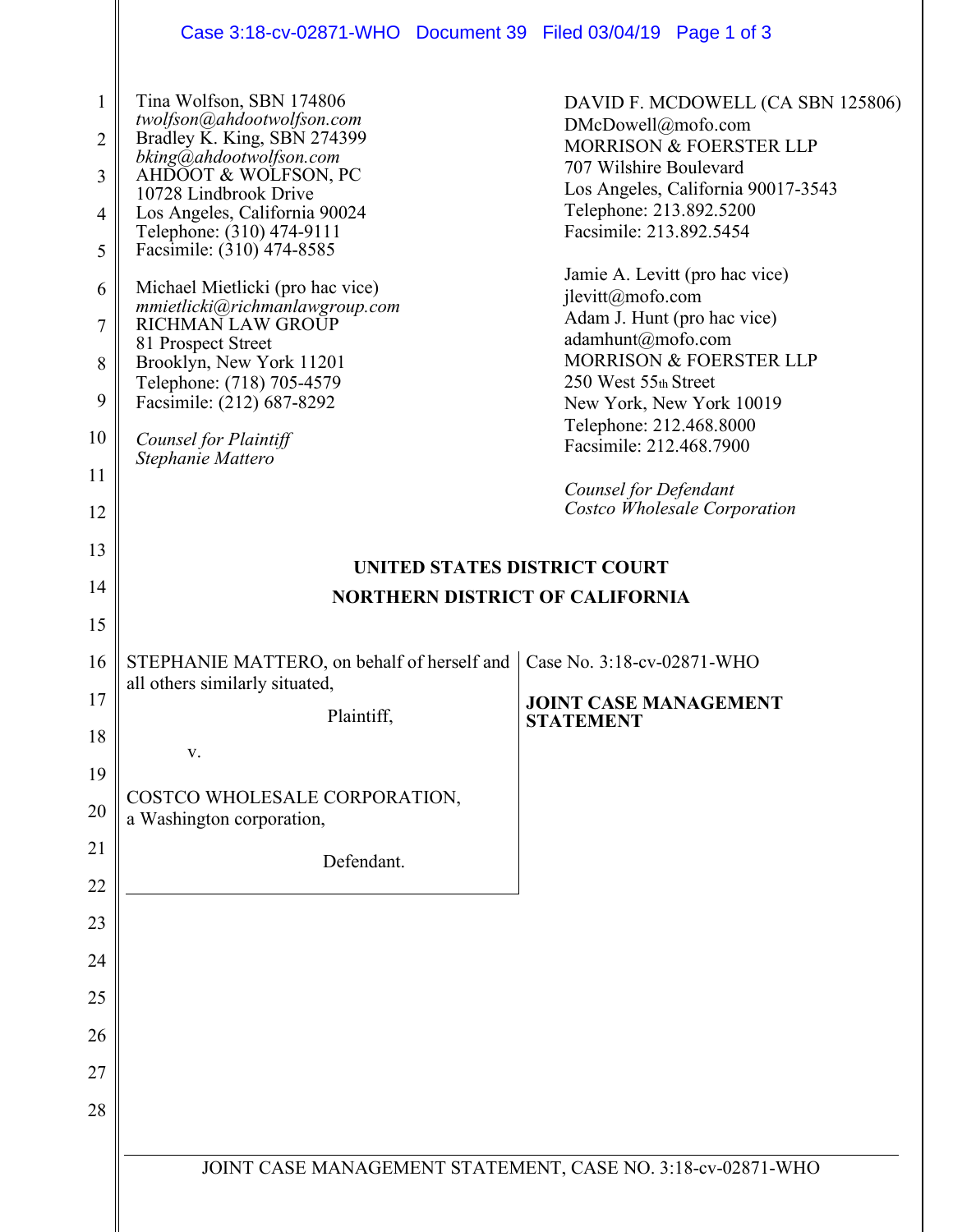Tina Wolfson, SBN 174806
*twolfson@ahdootwolfson.com*
Bradley K. King, SBN 274399
*bking@ahdootwolfson.com*
AHDOOT & WOLFSON, PC
10728 Lindbrook Drive
Los Angeles, California 90024
Telephone: (310) 474-9111
Facsimile: (310) 474-8585

Michael Mietlicki (pro hac vice)
*mmietlicki@richmanlawgroup.com*
RICHMAN LAW GROUP
81 Prospect Street
Brooklyn, New York 11201
Telephone: (718) 705-4579
Facsimile: (212) 687-8292

*Counsel for Plaintiff*
*Stephanie Mattero*

DAVID F. MCDOWELL (CA SBN 125806)
DMcDowell@mofo.com
MORRISON & FOERSTER LLP
707 Wilshire Boulevard
Los Angeles, California 90017-3543
Telephone: 213.892.5200
Facsimile: 213.892.5454

Jamie A. Levitt (pro hac vice)
jlevitt@mofo.com
Adam J. Hunt (pro hac vice)
adamhunt@mofo.com
MORRISON & FOERSTER LLP
250 West 55th Street
New York, New York 10019
Telephone: 212.468.8000
Facsimile: 212.468.7900

*Counsel for Defendant*
*Costco Wholesale Corporation*

**UNITED STATES DISTRICT COURT**

**NORTHERN DISTRICT OF CALIFORNIA**

STEPHANIE MATTERO, on behalf of herself and all others similarly situated,

Plaintiff,

v.

COSTCO WHOLESALE CORPORATION, a Washington corporation,

Defendant.

Case No. 3:18-cv-02871-WHO

**JOINT CASE MANAGEMENT STATEMENT**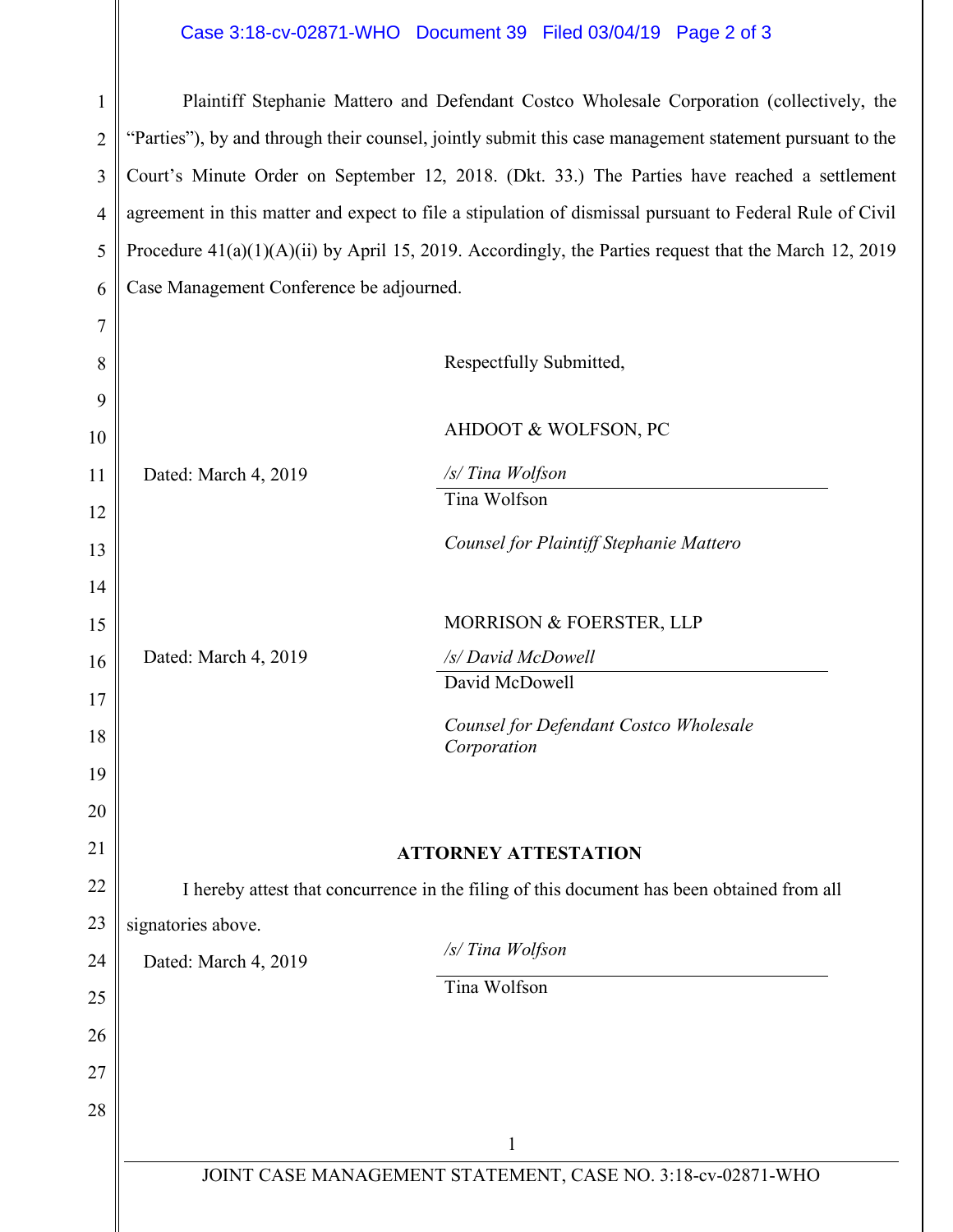Plaintiff Stephanie Mattero and Defendant Costco Wholesale Corporation (collectively, the "Parties"), by and through their counsel, jointly submit this case management statement pursuant to the Court's Minute Order on September 12, 2018. (Dkt. 33.) The Parties have reached a settlement agreement in this matter and expect to file a stipulation of dismissal pursuant to Federal Rule of Civil Procedure 41(a)(1)(A)(ii) by April 15, 2019. Accordingly, the Parties request that the March 12, 2019 Case Management Conference be adjourned.

Respectfully Submitted,

AHDOOT & WOLFSON, PC

Dated: March 4, 2019

*/s/ Tina Wolfson*
Tina Wolfson

*Counsel for Plaintiff Stephanie Mattero*

MORRISON & FOERSTER, LLP

Dated: March 4, 2019

*/s/ David McDowell*
David McDowell

*Counsel for Defendant Costco Wholesale Corporation*

**ATTORNEY ATTESTATION**

I hereby attest that concurrence in the filing of this document has been obtained from all signatories above.

Dated: March 4, 2019

*/s/ Tina Wolfson*
Tina Wolfson

JOINT CASE MANAGEMENT STATEMENT, CASE NO. 3:18-cv-02871-WHO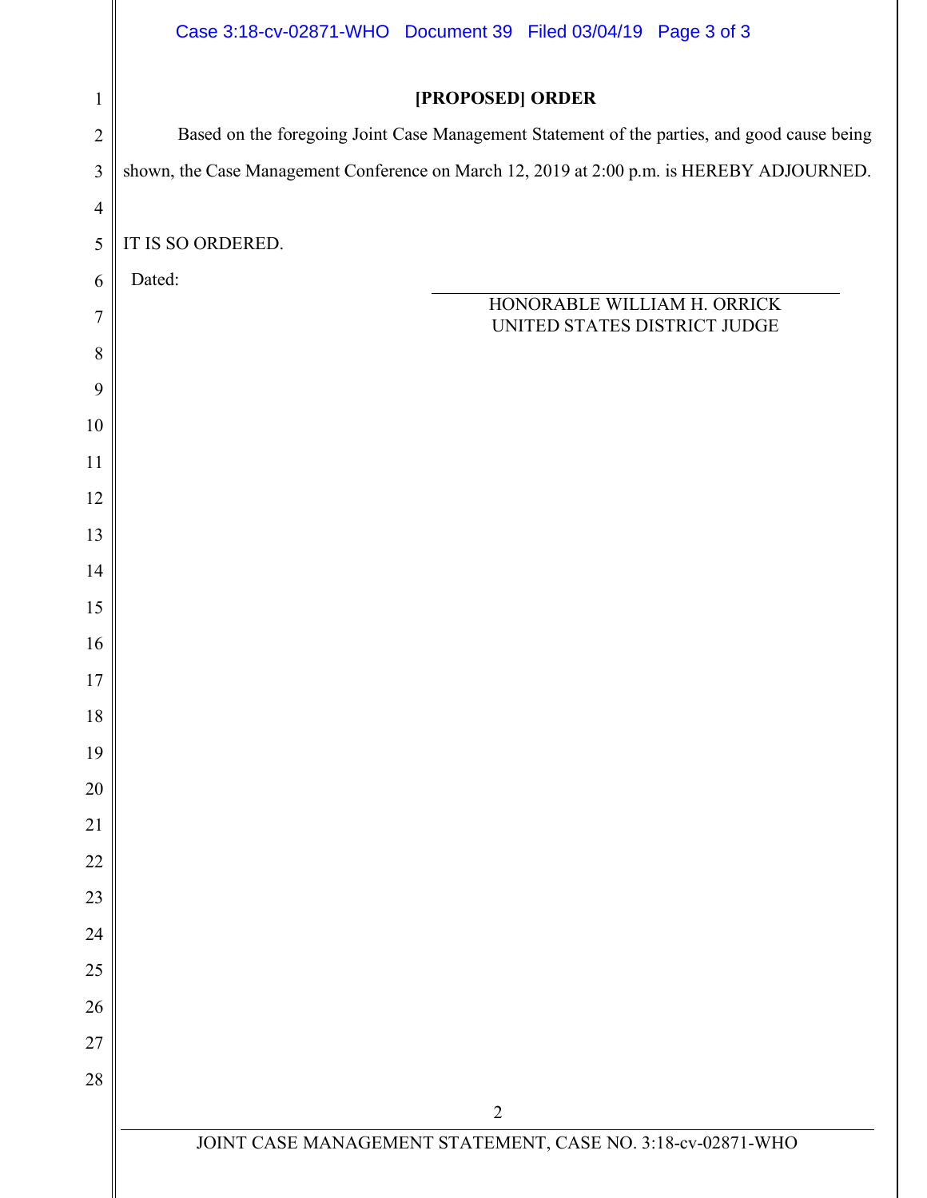**[PROPOSED] ORDER**

Based on the foregoing Joint Case Management Statement of the parties, and good cause being shown, the Case Management Conference on March 12, 2019 at 2:00 p.m. is HEREBY ADJOURNED.

IT IS SO ORDERED.

Dated:

\_\_\_\_\_\_\_\_\_\_\_\_\_\_\_\_\_\_\_\_\_\_\_\_\_\_\_\_\_\_\_\_\_\_\_\_\_\_\_\_

HONORABLE WILLIAM H. ORRICK
UNITED STATES DISTRICT JUDGE